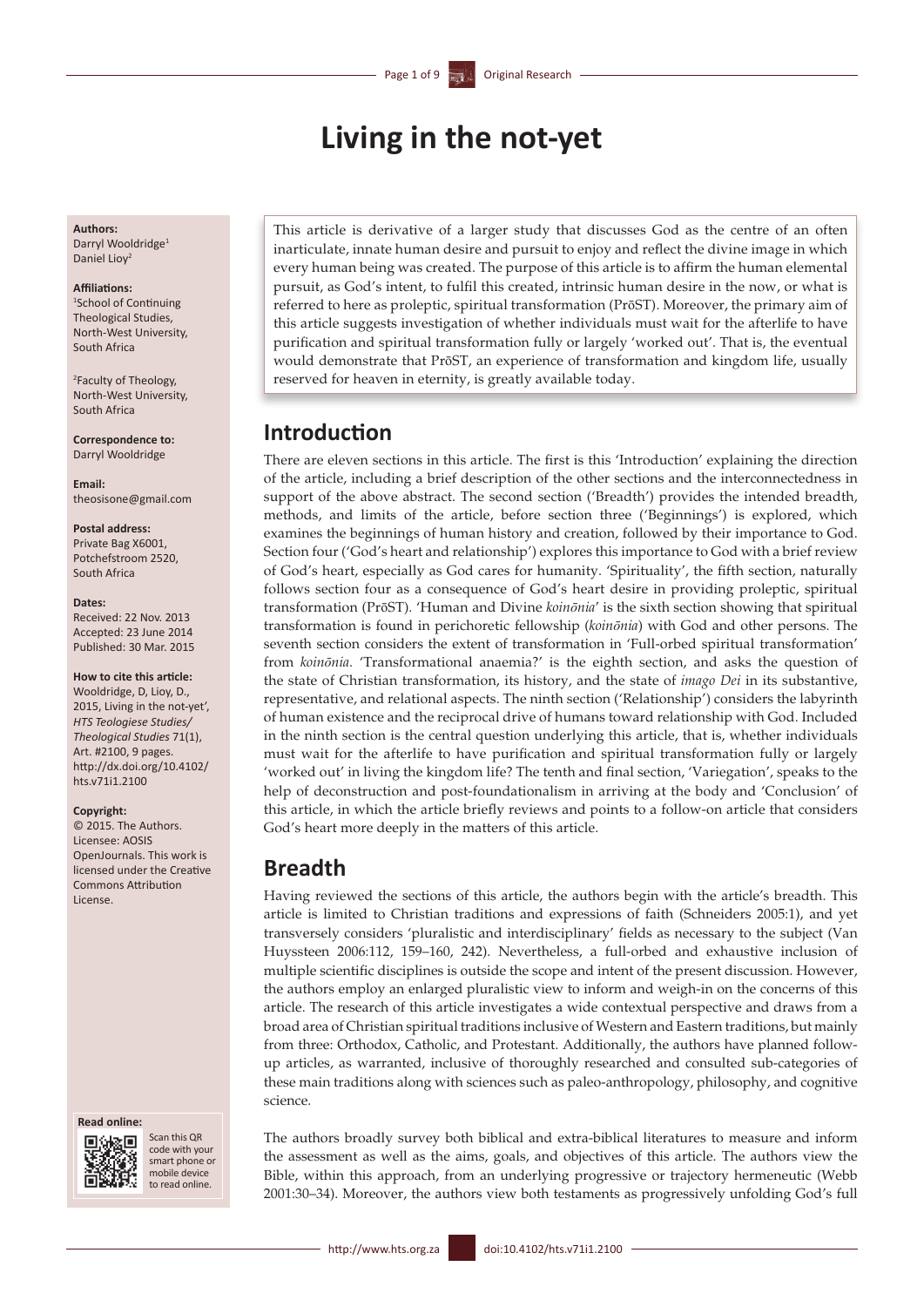# Living in the not-yet

**Authors:**
Darryl Wooldridge[1]
Daniel Lioy[2]

**Affiliations:**
[1]School of Continuing Theological Studies, North-West University, South Africa

[2]Faculty of Theology, North-West University, South Africa

**Correspondence to:**
Darryl Wooldridge

**Email:**
theosisone@gmail.com

**Postal address:**
Private Bag X6001, Potchefstroom 2520, South Africa

**Dates:**
Received: 22 Nov. 2013
Accepted: 23 June 2014
Published: 30 Mar. 2015

**How to cite this article:**
Wooldridge, D, Lioy, D., 2015, Living in the not-yet', *HTS Teologiese Studies/ Theological Studies* 71(1), Art. #2100, 9 pages. http://dx.doi.org/10.4102/hts.v71i1.2100

**Copyright:**
© 2015. The Authors. Licensee: AOSIS OpenJournals. This work is licensed under the Creative Commons Attribution License.

**Read online:**
Scan this QR code with your smart phone or mobile device to read online.

This article is derivative of a larger study that discusses God as the centre of an often inarticulate, innate human desire and pursuit to enjoy and reflect the divine image in which every human being was created. The purpose of this article is to affirm the human elemental pursuit, as God's intent, to fulfil this created, intrinsic human desire in the now, or what is referred to here as proleptic, spiritual transformation (PrōST). Moreover, the primary aim of this article suggests investigation of whether individuals must wait for the afterlife to have purification and spiritual transformation fully or largely 'worked out'. That is, the eventual would demonstrate that PrōST, an experience of transformation and kingdom life, usually reserved for heaven in eternity, is greatly available today.

## Introduction

There are eleven sections in this article. The first is this 'Introduction' explaining the direction of the article, including a brief description of the other sections and the interconnectedness in support of the above abstract. The second section ('Breadth') provides the intended breadth, methods, and limits of the article, before section three ('Beginnings') is explored, which examines the beginnings of human history and creation, followed by their importance to God. Section four ('God's heart and relationship') explores this importance to God with a brief review of God's heart, especially as God cares for humanity. 'Spirituality', the fifth section, naturally follows section four as a consequence of God's heart desire in providing proleptic, spiritual transformation (PrōST). 'Human and Divine *koinōnia*' is the sixth section showing that spiritual transformation is found in perichoretic fellowship (*koinōnia*) with God and other persons. The seventh section considers the extent of transformation in 'Full-orbed spiritual transformation' from *koinōnia*. 'Transformational anaemia?' is the eighth section, and asks the question of the state of Christian transformation, its history, and the state of *imago Dei* in its substantive, representative, and relational aspects. The ninth section ('Relationship') considers the labyrinth of human existence and the reciprocal drive of humans toward relationship with God. Included in the ninth section is the central question underlying this article, that is, whether individuals must wait for the afterlife to have purification and spiritual transformation fully or largely 'worked out' in living the kingdom life? The tenth and final section, 'Variegation', speaks to the help of deconstruction and post-foundationalism in arriving at the body and 'Conclusion' of this article, in which the article briefly reviews and points to a follow-on article that considers God's heart more deeply in the matters of this article.

## Breadth

Having reviewed the sections of this article, the authors begin with the article's breadth. This article is limited to Christian traditions and expressions of faith (Schneiders 2005:1), and yet transversely considers 'pluralistic and interdisciplinary' fields as necessary to the subject (Van Huyssteen 2006:112, 159–160, 242). Nevertheless, a full-orbed and exhaustive inclusion of multiple scientific disciplines is outside the scope and intent of the present discussion. However, the authors employ an enlarged pluralistic view to inform and weigh-in on the concerns of this article. The research of this article investigates a wide contextual perspective and draws from a broad area of Christian spiritual traditions inclusive of Western and Eastern traditions, but mainly from three: Orthodox, Catholic, and Protestant. Additionally, the authors have planned follow-up articles, as warranted, inclusive of thoroughly researched and consulted sub-categories of these main traditions along with sciences such as paleo-anthropology, philosophy, and cognitive science.

The authors broadly survey both biblical and extra-biblical literatures to measure and inform the assessment as well as the aims, goals, and objectives of this article. The authors view the Bible, within this approach, from an underlying progressive or trajectory hermeneutic (Webb 2001:30–34). Moreover, the authors view both testaments as progressively unfolding God's full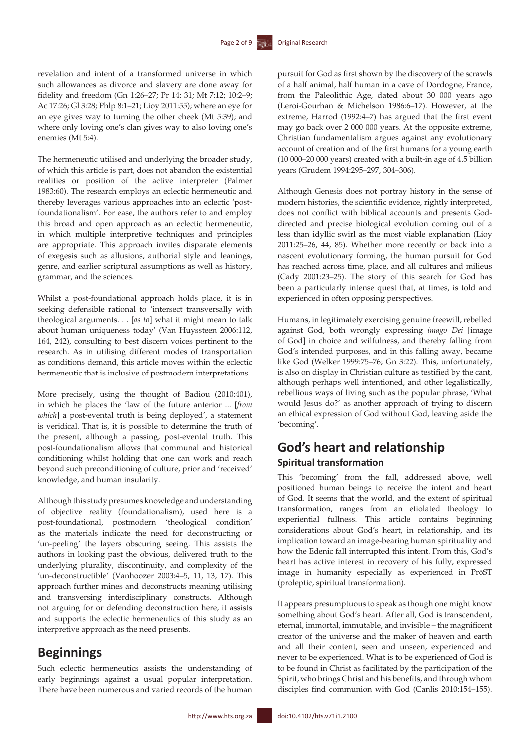revelation and intent of a transformed universe in which such allowances as divorce and slavery are done away for fidelity and freedom (Gn 1:26–27; Pr 14: 31; Mt 7:12; 10:2–9; Ac 17:26; Gl 3:28; Phlp 8:1–21; Lioy 2011:55); where an eye for an eye gives way to turning the other cheek (Mt 5:39); and where only loving one's clan gives way to also loving one's enemies (Mt 5:4).

The hermeneutic utilised and underlying the broader study, of which this article is part, does not abandon the existential realities or position of the active interpreter (Palmer 1983:60). The research employs an eclectic hermeneutic and thereby leverages various approaches into an eclectic 'post-foundationalism'. For ease, the authors refer to and employ this broad and open approach as an eclectic hermeneutic, in which multiple interpretive techniques and principles are appropriate. This approach invites disparate elements of exegesis such as allusions, authorial style and leanings, genre, and earlier scriptural assumptions as well as history, grammar, and the sciences.

Whilst a post-foundational approach holds place, it is in seeking defensible rational to 'intersect transversally with theological arguments. . . [*as to*] what it might mean to talk about human uniqueness today' (Van Huyssteen 2006:112, 164, 242), consulting to best discern voices pertinent to the research. As in utilising different modes of transportation as conditions demand, this article moves within the eclectic hermeneutic that is inclusive of postmodern interpretations.

More precisely, using the thought of Badiou (2010:401), in which he places the 'law of the future anterior ... [*from which*] a post-evental truth is being deployed', a statement is veridical. That is, it is possible to determine the truth of the present, although a passing, post-evental truth. This post-foundationalism allows that communal and historical conditioning whilst holding that one can work and reach beyond such preconditioning of culture, prior and 'received' knowledge, and human insularity.

Although this study presumes knowledge and understanding of objective reality (foundationalism), used here is a post-foundational, postmodern 'theological condition' as the materials indicate the need for deconstructing or 'un-peeling' the layers obscuring seeing. This assists the authors in looking past the obvious, delivered truth to the underlying plurality, discontinuity, and complexity of the 'un-deconstructible' (Vanhoozer 2003:4–5, 11, 13, 17). This approach further mines and deconstructs meaning utilising and transversing interdisciplinary constructs. Although not arguing for or defending deconstruction here, it assists and supports the eclectic hermeneutics of this study as an interpretive approach as the need presents.

## Beginnings

Such eclectic hermeneutics assists the understanding of early beginnings against a usual popular interpretation. There have been numerous and varied records of the human pursuit for God as first shown by the discovery of the scrawls of a half animal, half human in a cave of Dordogne, France, from the Paleolithic Age, dated about 30 000 years ago (Leroi-Gourhan & Michelson 1986:6–17). However, at the extreme, Harrod (1992:4–7) has argued that the first event may go back over 2 000 000 years. At the opposite extreme, Christian fundamentalism argues against any evolutionary account of creation and of the first humans for a young earth (10 000–20 000 years) created with a built-in age of 4.5 billion years (Grudem 1994:295–297, 304–306).

Although Genesis does not portray history in the sense of modern histories, the scientific evidence, rightly interpreted, does not conflict with biblical accounts and presents God-directed and precise biological evolution coming out of a less than idyllic swirl as the most viable explanation (Lioy 2011:25–26, 44, 85). Whether more recently or back into a nascent evolutionary forming, the human pursuit for God has reached across time, place, and all cultures and milieus (Cady 2001:23–25). The story of this search for God has been a particularly intense quest that, at times, is told and experienced in often opposing perspectives.

Humans, in legitimately exercising genuine freewill, rebelled against God, both wrongly expressing *imago Dei* [image of God] in choice and wilfulness, and thereby falling from God's intended purposes, and in this falling away, became like God (Welker 1999:75–76; Gn 3:22). This, unfortunately, is also on display in Christian culture as testified by the cant, although perhaps well intentioned, and other legalistically, rebellious ways of living such as the popular phrase, 'What would Jesus do?' as another approach of trying to discern an ethical expression of God without God, leaving aside the 'becoming'.

## God's heart and relationship

### Spiritual transformation

This 'becoming' from the fall, addressed above, well positioned human beings to receive the intent and heart of God. It seems that the world, and the extent of spiritual transformation, ranges from an etiolated theology to experiential fullness. This article contains beginning considerations about God's heart, in relationship, and its implication toward an image-bearing human spirituality and how the Edenic fall interrupted this intent. From this, God's heart has active interest in recovery of his fully, expressed image in humanity especially as experienced in PrōST (proleptic, spiritual transformation).

It appears presumptuous to speak as though one might know something about God's heart. After all, God is transcendent, eternal, immortal, immutable, and invisible – the magnificent creator of the universe and the maker of heaven and earth and all their content, seen and unseen, experienced and never to be experienced. What is to be experienced of God is to be found in Christ as facilitated by the participation of the Spirit, who brings Christ and his benefits, and through whom disciples find communion with God (Canlis 2010:154–155).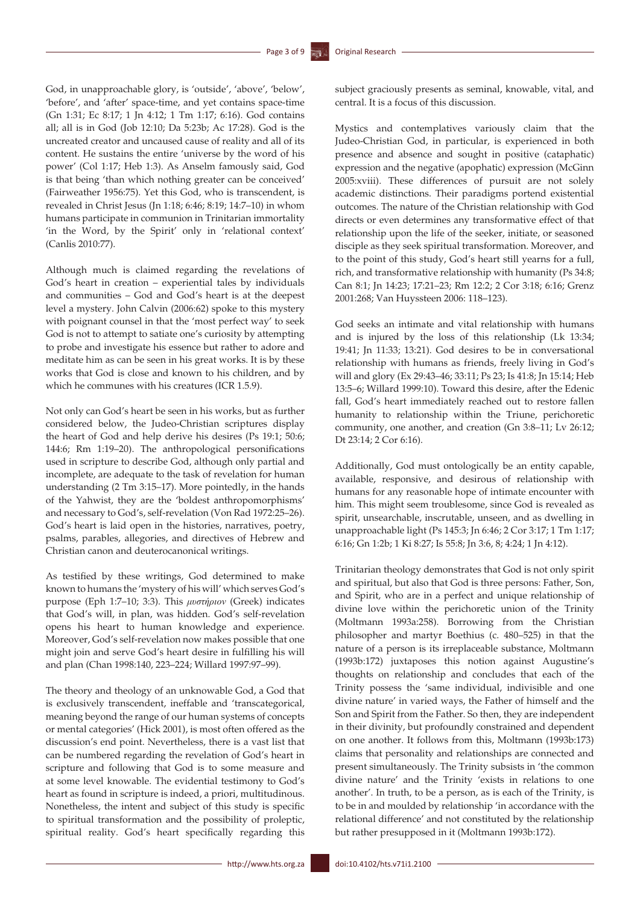God, in unapproachable glory, is 'outside', 'above', 'below', 'before', and 'after' space-time, and yet contains space-time (Gn 1:31; Ec 8:17; 1 Jn 4:12; 1 Tm 1:17; 6:16). God contains all; all is in God (Job 12:10; Da 5:23b; Ac 17:28). God is the uncreated creator and uncaused cause of reality and all of its content. He sustains the entire 'universe by the word of his power' (Col 1:17; Heb 1:3). As Anselm famously said, God is that being 'than which nothing greater can be conceived' (Fairweather 1956:75). Yet this God, who is transcendent, is revealed in Christ Jesus (Jn 1:18; 6:46; 8:19; 14:7–10) in whom humans participate in communion in Trinitarian immortality 'in the Word, by the Spirit' only in 'relational context' (Canlis 2010:77).

Although much is claimed regarding the revelations of God's heart in creation – experiential tales by individuals and communities – God and God's heart is at the deepest level a mystery. John Calvin (2006:62) spoke to this mystery with poignant counsel in that the 'most perfect way' to seek God is not to attempt to satiate one's curiosity by attempting to probe and investigate his essence but rather to adore and meditate him as can be seen in his great works. It is by these works that God is close and known to his children, and by which he communes with his creatures (ICR 1.5.9).

Not only can God's heart be seen in his works, but as further considered below, the Judeo-Christian scriptures display the heart of God and help derive his desires (Ps 19:1; 50:6; 144:6; Rm 1:19–20). The anthropological personifications used in scripture to describe God, although only partial and incomplete, are adequate to the task of revelation for human understanding (2 Tm 3:15–17). More pointedly, in the hands of the Yahwist, they are the 'boldest anthropomorphisms' and necessary to God's, self-revelation (Von Rad 1972:25–26). God's heart is laid open in the histories, narratives, poetry, psalms, parables, allegories, and directives of Hebrew and Christian canon and deuterocanonical writings.

As testified by these writings, God determined to make known to humans the 'mystery of his will' which serves God's purpose (Eph 1:7–10; 3:3). This *μυστήριον* (Greek) indicates that God's will, in plan, was hidden. God's self-revelation opens his heart to human knowledge and experience. Moreover, God's self-revelation now makes possible that one might join and serve God's heart desire in fulfilling his will and plan (Chan 1998:140, 223–224; Willard 1997:97–99).

The theory and theology of an unknowable God, a God that is exclusively transcendent, ineffable and 'transcategorical, meaning beyond the range of our human systems of concepts or mental categories' (Hick 2001), is most often offered as the discussion's end point. Nevertheless, there is a vast list that can be numbered regarding the revelation of God's heart in scripture and following that God is to some measure and at some level knowable. The evidential testimony to God's heart as found in scripture is indeed, a priori, multitudinous. Nonetheless, the intent and subject of this study is specific to spiritual transformation and the possibility of proleptic, spiritual reality. God's heart specifically regarding this subject graciously presents as seminal, knowable, vital, and central. It is a focus of this discussion.

Mystics and contemplatives variously claim that the Judeo-Christian God, in particular, is experienced in both presence and absence and sought in positive (cataphatic) expression and the negative (apophatic) expression (McGinn 2005:xviii). These differences of pursuit are not solely academic distinctions. Their paradigms portend existential outcomes. The nature of the Christian relationship with God directs or even determines any transformative effect of that relationship upon the life of the seeker, initiate, or seasoned disciple as they seek spiritual transformation. Moreover, and to the point of this study, God's heart still yearns for a full, rich, and transformative relationship with humanity (Ps 34:8; Can 8:1; Jn 14:23; 17:21–23; Rm 12:2; 2 Cor 3:18; 6:16; Grenz 2001:268; Van Huyssteen 2006: 118–123).

God seeks an intimate and vital relationship with humans and is injured by the loss of this relationship (Lk 13:34; 19:41; Jn 11:33; 13:21). God desires to be in conversational relationship with humans as friends, freely living in God's will and glory (Ex 29:43–46; 33:11; Ps 23; Is 41:8; Jn 15:14; Heb 13:5–6; Willard 1999:10). Toward this desire, after the Edenic fall, God's heart immediately reached out to restore fallen humanity to relationship within the Triune, perichoretic community, one another, and creation (Gn 3:8–11; Lv 26:12; Dt 23:14; 2 Cor 6:16).

Additionally, God must ontologically be an entity capable, available, responsive, and desirous of relationship with humans for any reasonable hope of intimate encounter with him. This might seem troublesome, since God is revealed as spirit, unsearchable, inscrutable, unseen, and as dwelling in unapproachable light (Ps 145:3; Jn 6:46; 2 Cor 3:17; 1 Tm 1:17; 6:16; Gn 1:2b; 1 Ki 8:27; Is 55:8; Jn 3:6, 8; 4:24; 1 Jn 4:12).

Trinitarian theology demonstrates that God is not only spirit and spiritual, but also that God is three persons: Father, Son, and Spirit, who are in a perfect and unique relationship of divine love within the perichoretic union of the Trinity (Moltmann 1993a:258). Borrowing from the Christian philosopher and martyr Boethius (c. 480–525) in that the nature of a person is its irreplaceable substance, Moltmann (1993b:172) juxtaposes this notion against Augustine's thoughts on relationship and concludes that each of the Trinity possess the 'same individual, indivisible and one divine nature' in varied ways, the Father of himself and the Son and Spirit from the Father. So then, they are independent in their divinity, but profoundly constrained and dependent on one another. It follows from this, Moltmann (1993b:173) claims that personality and relationships are connected and present simultaneously. The Trinity subsists in 'the common divine nature' and the Trinity 'exists in relations to one another'. In truth, to be a person, as is each of the Trinity, is to be in and moulded by relationship 'in accordance with the relational difference' and not constituted by the relationship but rather presupposed in it (Moltmann 1993b:172).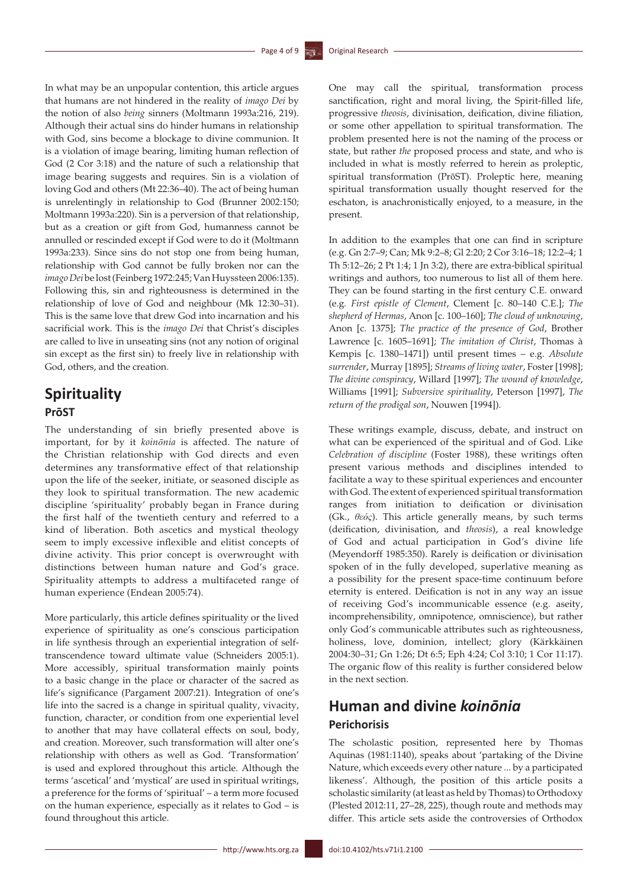In what may be an unpopular contention, this article argues that humans are not hindered in the reality of *imago Dei* by the notion of also *being* sinners (Moltmann 1993a:216, 219). Although their actual sins do hinder humans in relationship with God, sins become a blockage to divine communion. It is a violation of image bearing, limiting human reflection of God (2 Cor 3:18) and the nature of such a relationship that image bearing suggests and requires. Sin is a violation of loving God and others (Mt 22:36–40). The act of being human is unrelentingly in relationship to God (Brunner 2002:150; Moltmann 1993a:220). Sin is a perversion of that relationship, but as a creation or gift from God, humanness cannot be annulled or rescinded except if God were to do it (Moltmann 1993a:233). Since sins do not stop one from being human, relationship with God cannot be fully broken nor can the *imago Dei* be lost (Feinberg 1972:245; Van Huyssteen 2006:135). Following this, sin and righteousness is determined in the relationship of love of God and neighbour (Mk 12:30–31). This is the same love that drew God into incarnation and his sacrificial work. This is the *imago Dei* that Christ's disciples are called to live in unseating sins (not any notion of original sin except as the first sin) to freely live in relationship with God, others, and the creation.

## Spirituality

### PrōST

The understanding of sin briefly presented above is important, for by it *koinōnia* is affected. The nature of the Christian relationship with God directs and even determines any transformative effect of that relationship upon the life of the seeker, initiate, or seasoned disciple as they look to spiritual transformation. The new academic discipline 'spirituality' probably began in France during the first half of the twentieth century and referred to a kind of liberation. Both ascetics and mystical theology seem to imply excessive inflexible and elitist concepts of divine activity. This prior concept is overwrought with distinctions between human nature and God's grace. Spirituality attempts to address a multifaceted range of human experience (Endean 2005:74).

More particularly, this article defines spirituality or the lived experience of spirituality as one's conscious participation in life synthesis through an experiential integration of self-transcendence toward ultimate value (Schneiders 2005:1). More accessibly, spiritual transformation mainly points to a basic change in the place or character of the sacred as life's significance (Pargament 2007:21). Integration of one's life into the sacred is a change in spiritual quality, vivacity, function, character, or condition from one experiential level to another that may have collateral effects on soul, body, and creation. Moreover, such transformation will alter one's relationship with others as well as God. 'Transformation' is used and explored throughout this article. Although the terms 'ascetical' and 'mystical' are used in spiritual writings, a preference for the forms of 'spiritual' – a term more focused on the human experience, especially as it relates to God – is found throughout this article.

One may call the spiritual, transformation process sanctification, right and moral living, the Spirit-filled life, progressive *theosis*, divinisation, deification, divine filiation, or some other appellation to spiritual transformation. The problem presented here is not the naming of the process or state, but rather *the* proposed process and state, and who is included in what is mostly referred to herein as proleptic, spiritual transformation (PrōST). Proleptic here, meaning spiritual transformation usually thought reserved for the eschaton, is anachronistically enjoyed, to a measure, in the present.

In addition to the examples that one can find in scripture (e.g. Gn 2:7–9; Can; Mk 9:2–8; Gl 2:20; 2 Cor 3:16–18; 12:2–4; 1 Th 5:12–26; 2 Pt 1:4; 1 Jn 3:2), there are extra-biblical spiritual writings and authors, too numerous to list all of them here. They can be found starting in the first century C.E. onward (e.g. *First epistle of Clement*, Clement [c. 80–140 C.E.]; *The shepherd of Hermas*, Anon [c. 100–160]; *The cloud of unknowing*, Anon [c. 1375]; *The practice of the presence of God*, Brother Lawrence [c. 1605–1691]; *The imitation of Christ*, Thomas à Kempis [c. 1380–1471]) until present times – e.g. *Absolute surrender*, Murray [1895]; *Streams of living water*, Foster [1998]; *The divine conspiracy*, Willard [1997]; *The wound of knowledge*, Williams [1991]; *Subversive spirituality*, Peterson [1997], *The return of the prodigal son*, Nouwen [1994]).

These writings example, discuss, debate, and instruct on what can be experienced of the spiritual and of God. Like *Celebration of discipline* (Foster 1988), these writings often present various methods and disciplines intended to facilitate a way to these spiritual experiences and encounter with God. The extent of experienced spiritual transformation ranges from initiation to deification or divinisation (Gk., *θεός*). This article generally means, by such terms (deification, divinisation, and *theosis*), a real knowledge of God and actual participation in God's divine life (Meyendorff 1985:350). Rarely is deification or divinisation spoken of in the fully developed, superlative meaning as a possibility for the present space-time continuum before eternity is entered. Deification is not in any way an issue of receiving God's incommunicable essence (e.g. aseity, incomprehensibility, omnipotence, omniscience), but rather only God's communicable attributes such as righteousness, holiness, love, dominion, intellect; glory (Kärkkäinen 2004:30–31; Gn 1:26; Dt 6:5; Eph 4:24; Col 3:10; 1 Cor 11:17). The organic flow of this reality is further considered below in the next section.

## Human and divine *koinōnia*

### Perichorisis

The scholastic position, represented here by Thomas Aquinas (1981:1140), speaks about 'partaking of the Divine Nature, which exceeds every other nature ... by a participated likeness'. Although, the position of this article posits a scholastic similarity (at least as held by Thomas) to Orthodoxy (Plested 2012:11, 27–28, 225), though route and methods may differ. This article sets aside the controversies of Orthodox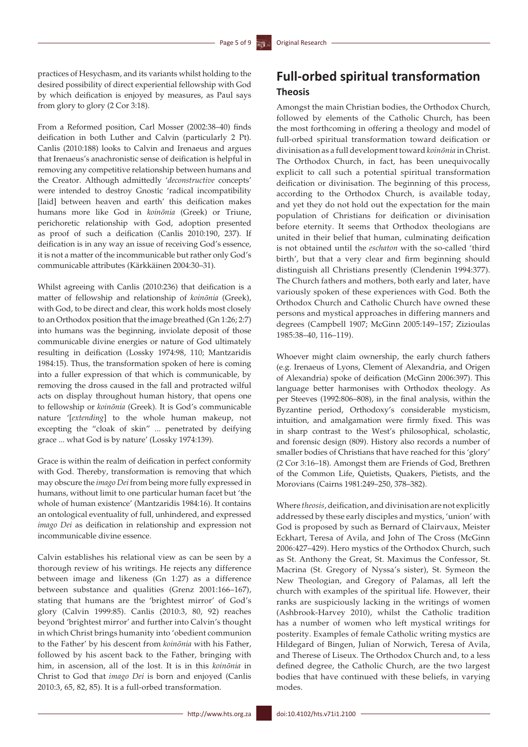practices of Hesychasm, and its variants whilst holding to the desired possibility of direct experiential fellowship with God by which deification is enjoyed by measures, as Paul says from glory to glory (2 Cor 3:18).

From a Reformed position, Carl Mosser (2002:38–40) finds deification in both Luther and Calvin (particularly 2 Pt). Canlis (2010:188) looks to Calvin and Irenaeus and argues that Irenaeus's anachronistic sense of deification is helpful in removing any competitive relationship between humans and the Creator. Although admittedly '*deconstructive* concepts' were intended to destroy Gnostic 'radical incompatibility [laid] between heaven and earth' this deification makes humans more like God in *koinōnia* (Greek) or Triune, perichoretic relationship with God, adoption presented as proof of such a deification (Canlis 2010:190, 237). If deification is in any way an issue of receiving God's essence, it is not a matter of the incommunicable but rather only God's communicable attributes (Kärkkäinen 2004:30–31).

Whilst agreeing with Canlis (2010:236) that deification is a matter of fellowship and relationship of *koinōnia* (Greek), with God, to be direct and clear, this work holds most closely to an Orthodox position that the image breathed (Gn 1:26; 2:7) into humans was the beginning, inviolate deposit of those communicable divine energies or nature of God ultimately resulting in deification (Lossky 1974:98, 110; Mantzaridis 1984:15). Thus, the transformation spoken of here is coming into a fuller expression of that which is communicable, by removing the dross caused in the fall and protracted wilful acts on display throughout human history, that opens one to fellowship or *koinōnia* (Greek). It is God's communicable nature '[*extending*] to the whole human makeup, not excepting the "cloak of skin" ... penetrated by deifying grace ... what God is by nature' (Lossky 1974:139).

Grace is within the realm of deification in perfect conformity with God. Thereby, transformation is removing that which may obscure the *imago Dei* from being more fully expressed in humans, without limit to one particular human facet but 'the whole of human existence' (Mantzaridis 1984:16). It contains an ontological eventuality of full, unhindered, and expressed *imago Dei* as deification in relationship and expression not incommunicable divine essence.

Calvin establishes his relational view as can be seen by a thorough review of his writings. He rejects any difference between image and likeness (Gn 1:27) as a difference between substance and qualities (Grenz 2001:166–167), stating that humans are the 'brightest mirror' of God's glory (Calvin 1999:85). Canlis (2010:3, 80, 92) reaches beyond 'brightest mirror' and further into Calvin's thought in which Christ brings humanity into 'obedient communion to the Father' by his descent from *koinōnia* with his Father, followed by his ascent back to the Father, bringing with him, in ascension, all of the lost. It is in this *koinōnia* in Christ to God that *imago Dei* is born and enjoyed (Canlis 2010:3, 65, 82, 85). It is a full-orbed transformation.

## Full-orbed spiritual transformation

### Theosis

Amongst the main Christian bodies, the Orthodox Church, followed by elements of the Catholic Church, has been the most forthcoming in offering a theology and model of full-orbed spiritual transformation toward deification or divinisation as a full development toward *koinōnia* in Christ. The Orthodox Church, in fact, has been unequivocally explicit to call such a potential spiritual transformation deification or divinisation. The beginning of this process, according to the Orthodox Church, is available today, and yet they do not hold out the expectation for the main population of Christians for deification or divinisation before eternity. It seems that Orthodox theologians are united in their belief that human, culminating deification is not obtained until the *eschaton* with the so-called 'third birth', but that a very clear and firm beginning should distinguish all Christians presently (Clendenin 1994:377). The Church fathers and mothers, both early and later, have variously spoken of these experiences with God. Both the Orthodox Church and Catholic Church have owned these persons and mystical approaches in differing manners and degrees (Campbell 1907; McGinn 2005:149–157; Zizioulas 1985:38–40, 116–119).

Whoever might claim ownership, the early church fathers (e.g. Irenaeus of Lyons, Clement of Alexandria, and Origen of Alexandria) spoke of deification (McGinn 2006:397). This language better harmonises with Orthodox theology. As per Steeves (1992:806–808), in the final analysis, within the Byzantine period, Orthodoxy's considerable mysticism, intuition, and amalgamation were firmly fixed. This was in sharp contrast to the West's philosophical, scholastic, and forensic design (809). History also records a number of smaller bodies of Christians that have reached for this 'glory' (2 Cor 3:16–18). Amongst them are Friends of God, Brethren of the Common Life, Quietists, Quakers, Pietists, and the Morovians (Cairns 1981:249–250, 378–382).

Where *theosis*, deification, and divinisation are not explicitly addressed by these early disciples and mystics, 'union' with God is proposed by such as Bernard of Clairvaux, Meister Eckhart, Teresa of Avila, and John of The Cross (McGinn 2006:427–429). Hero mystics of the Orthodox Church, such as St. Anthony the Great, St. Maximus the Confessor, St. Macrina (St. Gregory of Nyssa's sister), St. Symeon the New Theologian, and Gregory of Palamas, all left the church with examples of the spiritual life. However, their ranks are suspiciously lacking in the writings of women (Ashbrook-Harvey 2010), whilst the Catholic tradition has a number of women who left mystical writings for posterity. Examples of female Catholic writing mystics are Hildegard of Bingen, Julian of Norwich, Teresa of Avila, and Therese of Liseux. The Orthodox Church and, to a less defined degree, the Catholic Church, are the two largest bodies that have continued with these beliefs, in varying modes.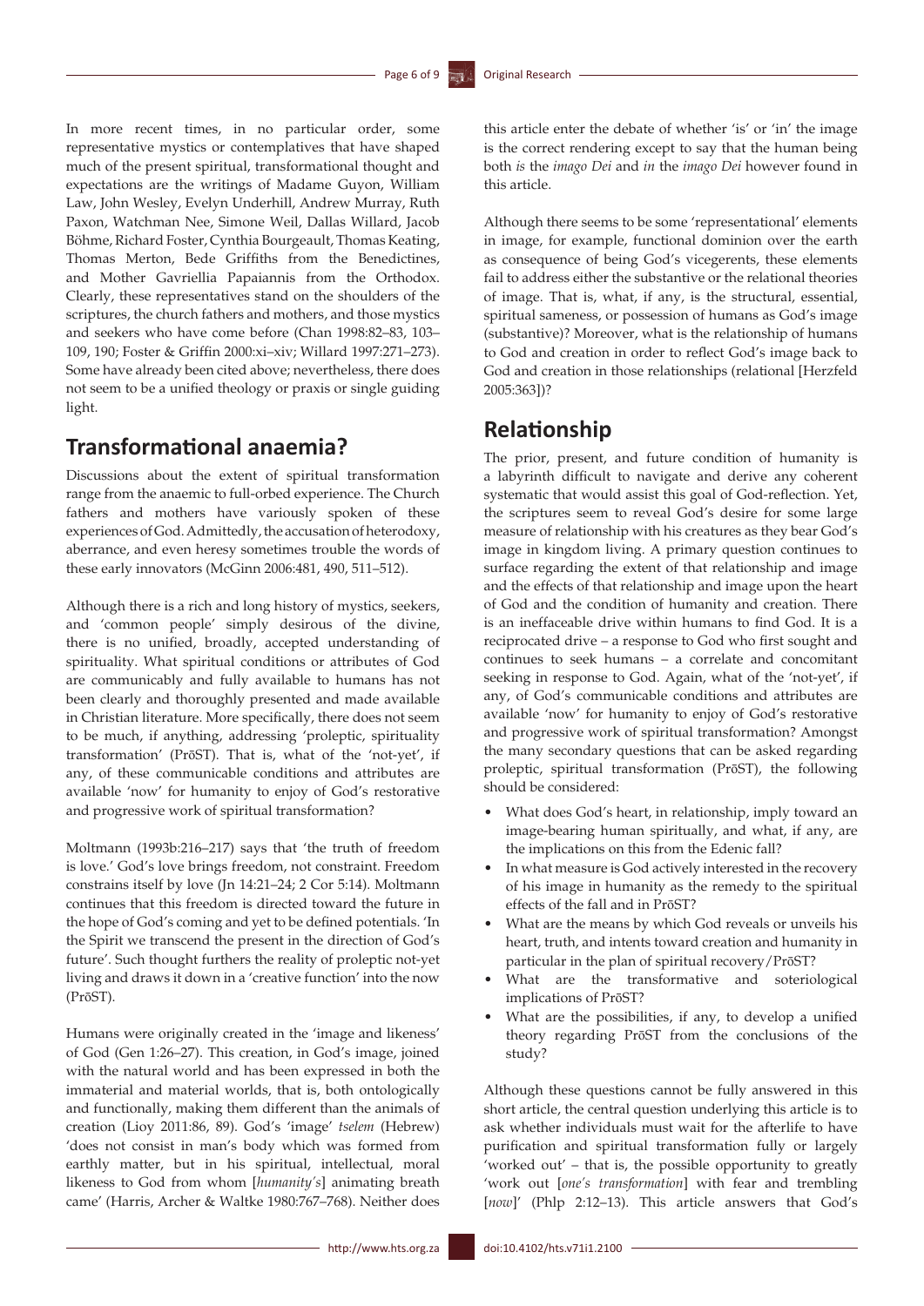In more recent times, in no particular order, some representative mystics or contemplatives that have shaped much of the present spiritual, transformational thought and expectations are the writings of Madame Guyon, William Law, John Wesley, Evelyn Underhill, Andrew Murray, Ruth Paxon, Watchman Nee, Simone Weil, Dallas Willard, Jacob Böhme, Richard Foster, Cynthia Bourgeault, Thomas Keating, Thomas Merton, Bede Griffiths from the Benedictines, and Mother Gavriellia Papaiannis from the Orthodox. Clearly, these representatives stand on the shoulders of the scriptures, the church fathers and mothers, and those mystics and seekers who have come before (Chan 1998:82–83, 103–109, 190; Foster & Griffin 2000:xi–xiv; Willard 1997:271–273). Some have already been cited above; nevertheless, there does not seem to be a unified theology or praxis or single guiding light.

## Transformational anaemia?

Discussions about the extent of spiritual transformation range from the anaemic to full-orbed experience. The Church fathers and mothers have variously spoken of these experiences of God. Admittedly, the accusation of heterodoxy, aberrance, and even heresy sometimes trouble the words of these early innovators (McGinn 2006:481, 490, 511–512).

Although there is a rich and long history of mystics, seekers, and 'common people' simply desirous of the divine, there is no unified, broadly, accepted understanding of spirituality. What spiritual conditions or attributes of God are communicably and fully available to humans has not been clearly and thoroughly presented and made available in Christian literature. More specifically, there does not seem to be much, if anything, addressing 'proleptic, spirituality transformation' (PrōST). That is, what of the 'not-yet', if any, of these communicable conditions and attributes are available 'now' for humanity to enjoy of God's restorative and progressive work of spiritual transformation?

Moltmann (1993b:216–217) says that 'the truth of freedom is love.' God's love brings freedom, not constraint. Freedom constrains itself by love (Jn 14:21–24; 2 Cor 5:14). Moltmann continues that this freedom is directed toward the future in the hope of God's coming and yet to be defined potentials. 'In the Spirit we transcend the present in the direction of God's future'. Such thought furthers the reality of proleptic not-yet living and draws it down in a 'creative function' into the now (PrōST).

Humans were originally created in the 'image and likeness' of God (Gen 1:26–27). This creation, in God's image, joined with the natural world and has been expressed in both the immaterial and material worlds, that is, both ontologically and functionally, making them different than the animals of creation (Lioy 2011:86, 89). God's 'image' *tselem* (Hebrew) 'does not consist in man's body which was formed from earthly matter, but in his spiritual, intellectual, moral likeness to God from whom [*humanity's*] animating breath came' (Harris, Archer & Waltke 1980:767–768). Neither does this article enter the debate of whether 'is' or 'in' the image is the correct rendering except to say that the human being both *is* the *imago Dei* and *in* the *imago Dei* however found in this article.

Although there seems to be some 'representational' elements in image, for example, functional dominion over the earth as consequence of being God's vicegerents, these elements fail to address either the substantive or the relational theories of image. That is, what, if any, is the structural, essential, spiritual sameness, or possession of humans as God's image (substantive)? Moreover, what is the relationship of humans to God and creation in order to reflect God's image back to God and creation in those relationships (relational [Herzfeld 2005:363])?

## Relationship

The prior, present, and future condition of humanity is a labyrinth difficult to navigate and derive any coherent systematic that would assist this goal of God-reflection. Yet, the scriptures seem to reveal God's desire for some large measure of relationship with his creatures as they bear God's image in kingdom living. A primary question continues to surface regarding the extent of that relationship and image and the effects of that relationship and image upon the heart of God and the condition of humanity and creation. There is an ineffaceable drive within humans to find God. It is a reciprocated drive – a response to God who first sought and continues to seek humans – a correlate and concomitant seeking in response to God. Again, what of the 'not-yet', if any, of God's communicable conditions and attributes are available 'now' for humanity to enjoy of God's restorative and progressive work of spiritual transformation? Amongst the many secondary questions that can be asked regarding proleptic, spiritual transformation (PrōST), the following should be considered:

- What does God's heart, in relationship, imply toward an image-bearing human spiritually, and what, if any, are the implications on this from the Edenic fall?
- In what measure is God actively interested in the recovery of his image in humanity as the remedy to the spiritual effects of the fall and in PrōST?
- What are the means by which God reveals or unveils his heart, truth, and intents toward creation and humanity in particular in the plan of spiritual recovery/PrōST?
- What are the transformative and soteriological implications of PrōST?
- What are the possibilities, if any, to develop a unified theory regarding PrōST from the conclusions of the study?

Although these questions cannot be fully answered in this short article, the central question underlying this article is to ask whether individuals must wait for the afterlife to have purification and spiritual transformation fully or largely 'worked out' – that is, the possible opportunity to greatly 'work out [*one's transformation*] with fear and trembling [*now*]' (Phlp 2:12–13). This article answers that God's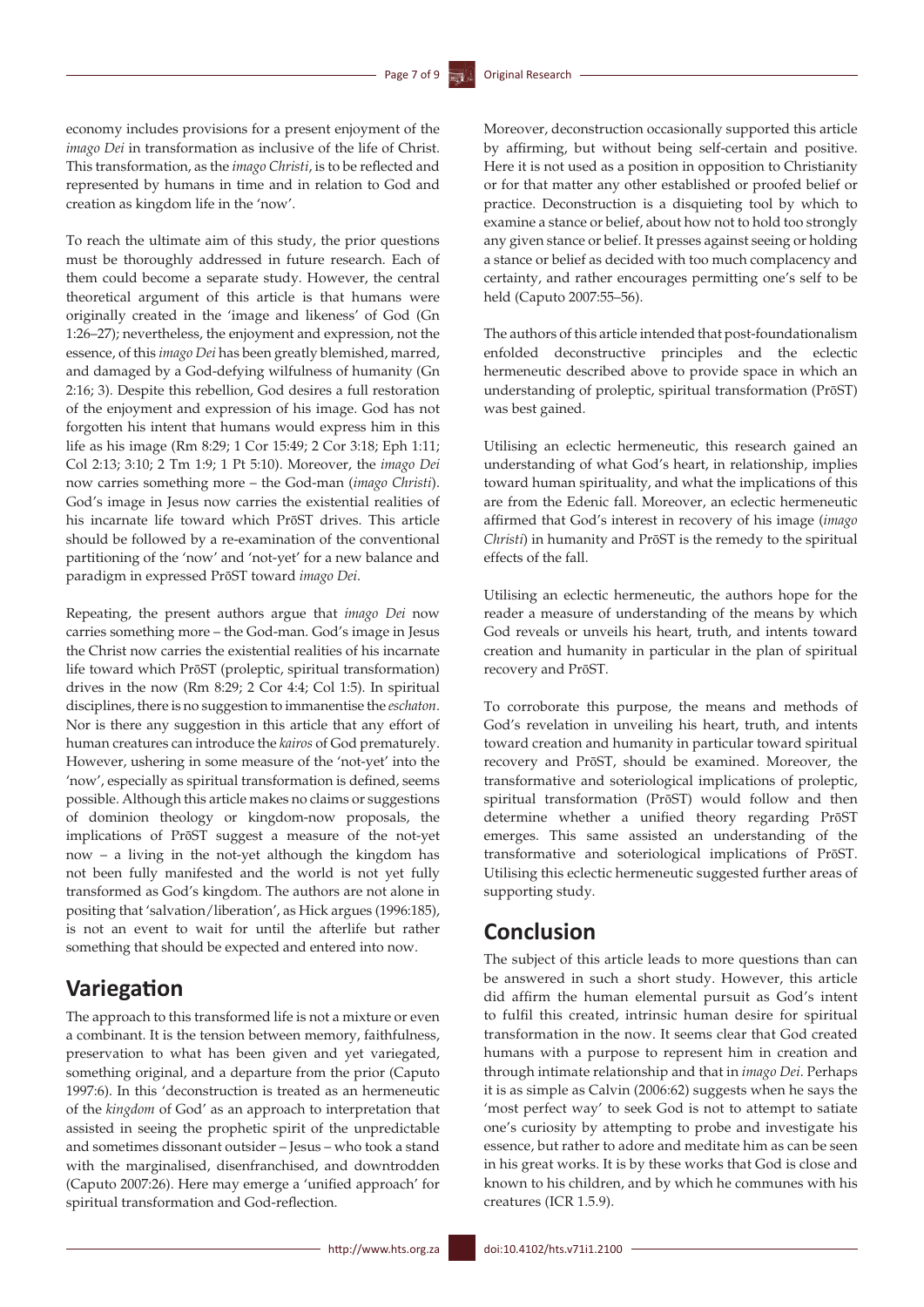economy includes provisions for a present enjoyment of the *imago Dei* in transformation as inclusive of the life of Christ. This transformation, as the *imago Christi*, is to be reflected and represented by humans in time and in relation to God and creation as kingdom life in the 'now'.

To reach the ultimate aim of this study, the prior questions must be thoroughly addressed in future research. Each of them could become a separate study. However, the central theoretical argument of this article is that humans were originally created in the 'image and likeness' of God (Gn 1:26–27); nevertheless, the enjoyment and expression, not the essence, of this *imago Dei* has been greatly blemished, marred, and damaged by a God-defying wilfulness of humanity (Gn 2:16; 3). Despite this rebellion, God desires a full restoration of the enjoyment and expression of his image. God has not forgotten his intent that humans would express him in this life as his image (Rm 8:29; 1 Cor 15:49; 2 Cor 3:18; Eph 1:11; Col 2:13; 3:10; 2 Tm 1:9; 1 Pt 5:10). Moreover, the *imago Dei* now carries something more – the God-man (*imago Christi*). God's image in Jesus now carries the existential realities of his incarnate life toward which PrōST drives. This article should be followed by a re-examination of the conventional partitioning of the 'now' and 'not-yet' for a new balance and paradigm in expressed PrōST toward *imago Dei*.

Repeating, the present authors argue that *imago Dei* now carries something more – the God-man. God's image in Jesus the Christ now carries the existential realities of his incarnate life toward which PrōST (proleptic, spiritual transformation) drives in the now (Rm 8:29; 2 Cor 4:4; Col 1:5). In spiritual disciplines, there is no suggestion to immanentise the *eschaton*. Nor is there any suggestion in this article that any effort of human creatures can introduce the *kairos* of God prematurely. However, ushering in some measure of the 'not-yet' into the 'now', especially as spiritual transformation is defined, seems possible. Although this article makes no claims or suggestions of dominion theology or kingdom-now proposals, the implications of PrōST suggest a measure of the not-yet now – a living in the not-yet although the kingdom has not been fully manifested and the world is not yet fully transformed as God's kingdom. The authors are not alone in positing that 'salvation/liberation', as Hick argues (1996:185), is not an event to wait for until the afterlife but rather something that should be expected and entered into now.

## Variegation

The approach to this transformed life is not a mixture or even a combinant. It is the tension between memory, faithfulness, preservation to what has been given and yet variegated, something original, and a departure from the prior (Caputo 1997:6). In this 'deconstruction is treated as an hermeneutic of the *kingdom* of God' as an approach to interpretation that assisted in seeing the prophetic spirit of the unpredictable and sometimes dissonant outsider – Jesus – who took a stand with the marginalised, disenfranchised, and downtrodden (Caputo 2007:26). Here may emerge a 'unified approach' for spiritual transformation and God-reflection.

Moreover, deconstruction occasionally supported this article by affirming, but without being self-certain and positive. Here it is not used as a position in opposition to Christianity or for that matter any other established or proofed belief or practice. Deconstruction is a disquieting tool by which to examine a stance or belief, about how not to hold too strongly any given stance or belief. It presses against seeing or holding a stance or belief as decided with too much complacency and certainty, and rather encourages permitting one's self to be held (Caputo 2007:55–56).

The authors of this article intended that post-foundationalism enfolded deconstructive principles and the eclectic hermeneutic described above to provide space in which an understanding of proleptic, spiritual transformation (PrōST) was best gained.

Utilising an eclectic hermeneutic, this research gained an understanding of what God's heart, in relationship, implies toward human spirituality, and what the implications of this are from the Edenic fall. Moreover, an eclectic hermeneutic affirmed that God's interest in recovery of his image (*imago Christi*) in humanity and PrōST is the remedy to the spiritual effects of the fall.

Utilising an eclectic hermeneutic, the authors hope for the reader a measure of understanding of the means by which God reveals or unveils his heart, truth, and intents toward creation and humanity in particular in the plan of spiritual recovery and PrōST.

To corroborate this purpose, the means and methods of God's revelation in unveiling his heart, truth, and intents toward creation and humanity in particular toward spiritual recovery and PrōST, should be examined. Moreover, the transformative and soteriological implications of proleptic, spiritual transformation (PrōST) would follow and then determine whether a unified theory regarding PrōST emerges. This same assisted an understanding of the transformative and soteriological implications of PrōST. Utilising this eclectic hermeneutic suggested further areas of supporting study.

## Conclusion

The subject of this article leads to more questions than can be answered in such a short study. However, this article did affirm the human elemental pursuit as God's intent to fulfil this created, intrinsic human desire for spiritual transformation in the now. It seems clear that God created humans with a purpose to represent him in creation and through intimate relationship and that in *imago Dei*. Perhaps it is as simple as Calvin (2006:62) suggests when he says the 'most perfect way' to seek God is not to attempt to satiate one's curiosity by attempting to probe and investigate his essence, but rather to adore and meditate him as can be seen in his great works. It is by these works that God is close and known to his children, and by which he communes with his creatures (ICR 1.5.9).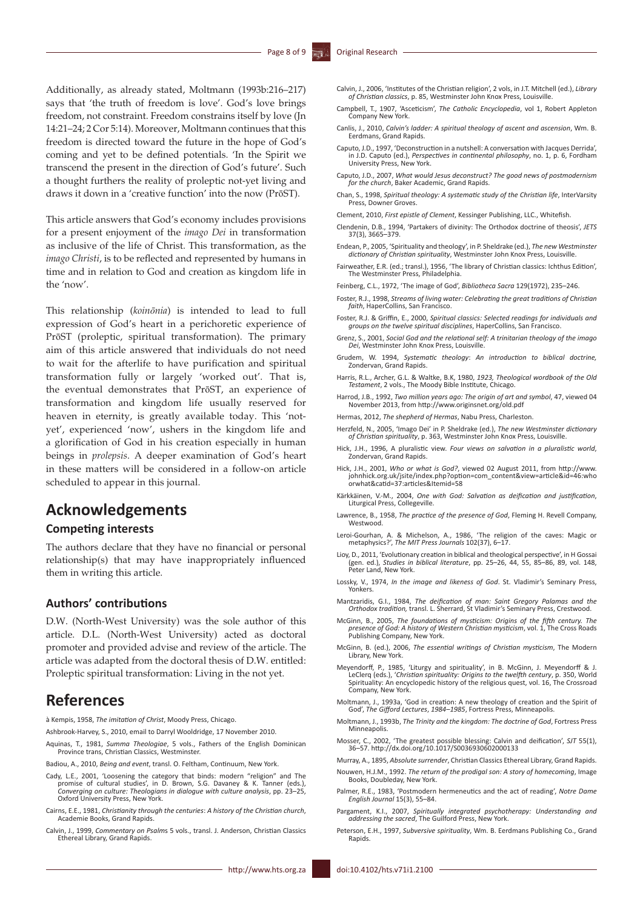Additionally, as already stated, Moltmann (1993b:216–217) says that 'the truth of freedom is love'. God's love brings freedom, not constraint. Freedom constrains itself by love (Jn 14:21–24; 2 Cor 5:14). Moreover, Moltmann continues that this freedom is directed toward the future in the hope of God's coming and yet to be defined potentials. 'In the Spirit we transcend the present in the direction of God's future'. Such a thought furthers the reality of proleptic not-yet living and draws it down in a 'creative function' into the now (PrōST).

This article answers that God's economy includes provisions for a present enjoyment of the *imago Dei* in transformation as inclusive of the life of Christ. This transformation, as the *imago Christi*, is to be reflected and represented by humans in time and in relation to God and creation as kingdom life in the 'now'.

This relationship (*koinōnia*) is intended to lead to full expression of God's heart in a perichoretic experience of PrōST (proleptic, spiritual transformation). The primary aim of this article answered that individuals do not need to wait for the afterlife to have purification and spiritual transformation fully or largely 'worked out'. That is, the eventual demonstrates that PrōST, an experience of transformation and kingdom life usually reserved for heaven in eternity, is greatly available today. This 'not-yet', experienced 'now', ushers in the kingdom life and a glorification of God in his creation especially in human beings in *prolepsis*. A deeper examination of God's heart in these matters will be considered in a follow-on article scheduled to appear in this journal.

# Acknowledgements

## Competing interests

The authors declare that they have no financial or personal relationship(s) that may have inappropriately influenced them in writing this article.

## Authors' contributions

D.W. (North-West University) was the sole author of this article. D.L. (North-West University) acted as doctoral promoter and provided advise and review of the article. The article was adapted from the doctoral thesis of D.W. entitled: Proleptic spiritual transformation: Living in the not yet.

# References

à Kempis, 1958, *The imitation of Christ*, Moody Press, Chicago.

Ashbrook-Harvey, S., 2010, email to Darryl Wooldridge, 17 November 2010.

Aquinas, T., 1981, *Summa Theologiae*, 5 vols., Fathers of the English Dominican Province trans, Christian Classics, Westminster.

Badiou, A., 2010, *Being and event*, transl. O. Feltham, Continuum, New York.

Cady, L.E., 2001, 'Loosening the category that binds: modern "religion" and The promise of cultural studies', in D. Brown, S.G. Davaney & K. Tanner (eds.), *Converging on culture: Theologians in dialogue with culture analysis*, pp. 23–25, Oxford University Press, New York.

Cairns, E.E., 1981, *Christianity through the centuries*: *A history of the Christian church*, Academie Books, Grand Rapids.

Calvin, J., 1999, *Commentary on Psalms* 5 vols., transl. J. Anderson, Christian Classics Ethereal Library, Grand Rapids.

Calvin, J., 2006, 'Institutes of the Christian religion', 2 vols, in J.T. Mitchell (ed.), *Library of Christian classics*, p. 85, Westminster John Knox Press, Louisville.

Campbell, T., 1907, 'Asceticism', *The Catholic Encyclopedia*, vol 1, Robert Appleton Company New York.

Canlis, J., 2010, *Calvin's ladder: A spiritual theology of ascent and ascension*, Wm. B. Eerdmans, Grand Rapids.

Caputo, J.D., 1997, 'Deconstruction in a nutshell: A conversation with Jacques Derrida', in J.D. Caputo (ed.), *Perspectives in continental philosophy*, no. 1, p. 6, Fordham University Press, New York.

Caputo, J.D., 2007, *What would Jesus deconstruct? The good news of postmodernism for the church*, Baker Academic, Grand Rapids.

Chan, S., 1998, *Spiritual theology: A systematic study of the Christian life*, InterVarsity Press, Downer Groves.

Clement, 2010, *First epistle of Clement*, Kessinger Publishing, LLC., Whitefish.

Clendenin, D.B., 1994, 'Partakers of divinity: The Orthodox doctrine of theosis', *JETS* 37(3), 3665–379.

Endean, P., 2005, 'Spirituality and theology', in P. Sheldrake (ed.), *The new Westminster dictionary of Christian spirituality*, Westminster John Knox Press, Louisville.

Fairweather, E.R. (ed.; transl.), 1956, 'The library of Christian classics: Ichthus Edition', The Westminster Press, Philadelphia.

Feinberg, C.L., 1972, 'The image of God', *Bibliotheca Sacra* 129(1972), 235–246.

Foster, R.J., 1998, *Streams of living water: Celebrating the great traditions of Christian faith*, HaperCollins, San Francisco.

Foster, R.J. & Griffin, E., 2000, *Spiritual classics: Selected readings for individuals and groups on the twelve spiritual disciplines*, HaperCollins, San Francisco.

Grenz, S., 2001, *Social God and the relational self: A trinitarian theology of the imago Dei*, Westminster John Knox Press, Louisville.

Grudem, W. 1994, *Systematic theology*: *An introduction to biblical doctrine,* Zondervan, Grand Rapids.

Harris, R.L., Archer, G.L. & Waltke, B.K, 1980, *1923, Theological wordbook of the Old Testament*, 2 vols., The Moody Bible Institute, Chicago.

Harrod, J.B., 1992, *Two million years ago: The origin of art and symbol*, 47, viewed 04 November 2013, from http://www.originsnet.org/old.pdf

Hermas, 2012, *The shepherd of Hermas*, Nabu Press, Charleston.

Herzfeld, N., 2005, 'Imago Dei' in P. Sheldrake (ed.), *The new Westminster dictionary of Christian spirituality*, p. 363, Westminster John Knox Press, Louisville.

Hick, J.H., 1996, A pluralistic view. *Four views on salvation in a pluralistic world*, Zondervan, Grand Rapids.

Hick, J.H., 2001, *Who or what is God?*, viewed 02 August 2011, from http://www.johnhick.org.uk/jsite/index.php?option=com_content&view=article&id=46:whoorwhat&catid=37:articles&Itemid=58

Kärkkäinen, V.-M., 2004, *One with God: Salvation as deification and justification*, Liturgical Press, Collegeville.

Lawrence, B., 1958, *The practice of the presence of God*, Fleming H. Revell Company, Westwood.

Leroi-Gourhan, A. & Michelson, A., 1986, 'The religion of the caves: Magic or metaphysics?', *The MIT Press Journals* 102(37), 6–17.

Lioy, D., 2011, 'Evolutionary creation in biblical and theological perspective', in H Gossai (gen. ed.), *Studies in biblical literature*, pp. 25–26, 44, 55, 85–86, 89, vol. 148, Peter Land, New York.

Lossky, V., 1974, *In the image and likeness of God*. St. Vladimir's Seminary Press, Yonkers.

Mantzaridis, G.I., 1984, *The deification of man: Saint Gregory Palamas and the Orthodox tradition,* transl. L. Sherrard, St Vladimir's Seminary Press, Crestwood.

McGinn, B., 2005, *The foundations of mysticism: Origins of the fifth century. The presence of God: A history of Western Christian mysticism*, vol. 1, The Cross Roads Publishing Company, New York.

McGinn, B. (ed.), 2006, *The essential writings of Christian mysticism*, The Modern Library, New York.

Meyendorff, P., 1985, 'Liturgy and spirituality', in B. McGinn, J. Meyendorff & J. LeClerq (eds.), '*Christian spirituality: Origins to the twelfth century*, p. 350, World Spirituality: An encyclopedic history of the religious quest, vol. 16, The Crossroad Company, New York.

Moltmann, J., 1993a, 'God in creation: A new theology of creation and the Spirit of God', *The Gifford Lectures*, *1984–1985*, Fortress Press, Minneapolis.

Moltmann, J., 1993b, *The Trinity and the kingdom: The doctrine of God*, Fortress Press Minneapolis.

Mosser, C., 2002, 'The greatest possible blessing: Calvin and deification', *SJT* 55(1), 36–57. http://dx.doi.org/10.1017/S0036930602000133

Murray, A., 1895, *Absolute surrender*, Christian Classics Ethereal Library, Grand Rapids.

Nouwen, H.J.M., 1992. *The return of the prodigal son: A story of homecoming*, Image Books, Doubleday, New York.

Palmer, R.E., 1983, 'Postmodern hermeneutics and the act of reading', *Notre Dame English Journal* 15(3), 55–84.

Pargament, K.I., 2007, *Spiritually integrated psychotherapy: Understanding and addressing the sacred*, The Guilford Press, New York.

Peterson, E.H., 1997, *Subversive spirituality*, Wm. B. Eerdmans Publishing Co., Grand Rapids.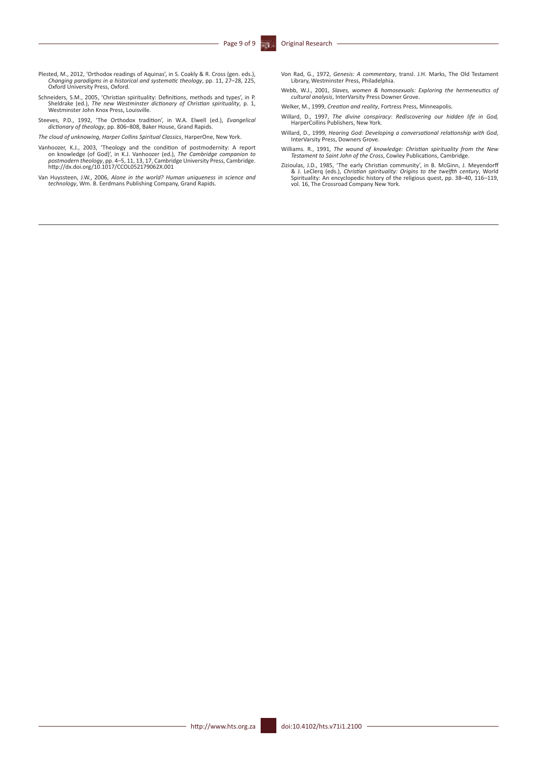Plested, M., 2012, 'Orthodox readings of Aquinas', in S. Coakly & R. Cross (gen. eds.), *Changing paradigms in a historical and systematic theology*, pp. 11, 27–28, 225, Oxford University Press, Oxford.

Schneiders, S.M., 2005, 'Christian spirituality: Definitions, methods and types', in P. Sheldrake (ed.), *The new Westminster dictionary of Christian spirituality*, p. 1, Westminster John Knox Press, Louisville.

Steeves, P.D., 1992, 'The Orthodox tradition', in W.A. Elwell (ed.), *Evangelical dictionary of theology*, pp. 806–808, Baker House, Grand Rapids.

*The cloud of unknowing*, *Harper Collins Spiritual Classics*, HarperOne, New York.

Vanhoozer, K.J., 2003, 'Theology and the condition of postmodernity: A report on knowledge (of God)', in K.J. Vanhoozer (ed.), *The Cambridge companion to postmodern theology*, pp. 4–5, 11, 13, 17, Cambridge University Press, Cambridge. http://dx.doi.org/10.1017/CCOL052179062X.001

Van Huyssteen, J.W., 2006, *Alone in the world? Human uniqueness in science and technology*, Wm. B. Eerdmans Publishing Company, Grand Rapids.

Von Rad, G., 1972, *Genesis: A commentary*, transl. J.H. Marks, The Old Testament Library, Westminster Press, Philadelphia.

Webb, W.J., 2001, *Slaves, women & homosexuals: Exploring the hermeneutics of cultural analysis*, InterVarsity Press Downer Grove.

Welker, M., 1999, *Creation and reality*, Fortress Press, Minneapolis.

Willard, D., 1997, *The divine conspiracy*: *Rediscovering our hidden life in God,* HarperCollins Publishers, New York.

Willard, D., 1999, *Hearing God: Developing a conversational relationship with God*, InterVarsity Press, Downers Grove.

Williams. R., 1991, *The wound of knowledge: Christian spirituality from the New Testament to Saint John of the Cross*, Cowley Publications, Cambridge.

Zizioulas, J.D., 1985, 'The early Christian community', in B. McGinn, J. Meyendorff & J. LeClerq (eds.), *Christian spirituality: Origins to the twelfth century*, World Spirituality: An encyclopedic history of the religious quest, pp. 38–40, 116–119, vol. 16, The Crossroad Company New York.